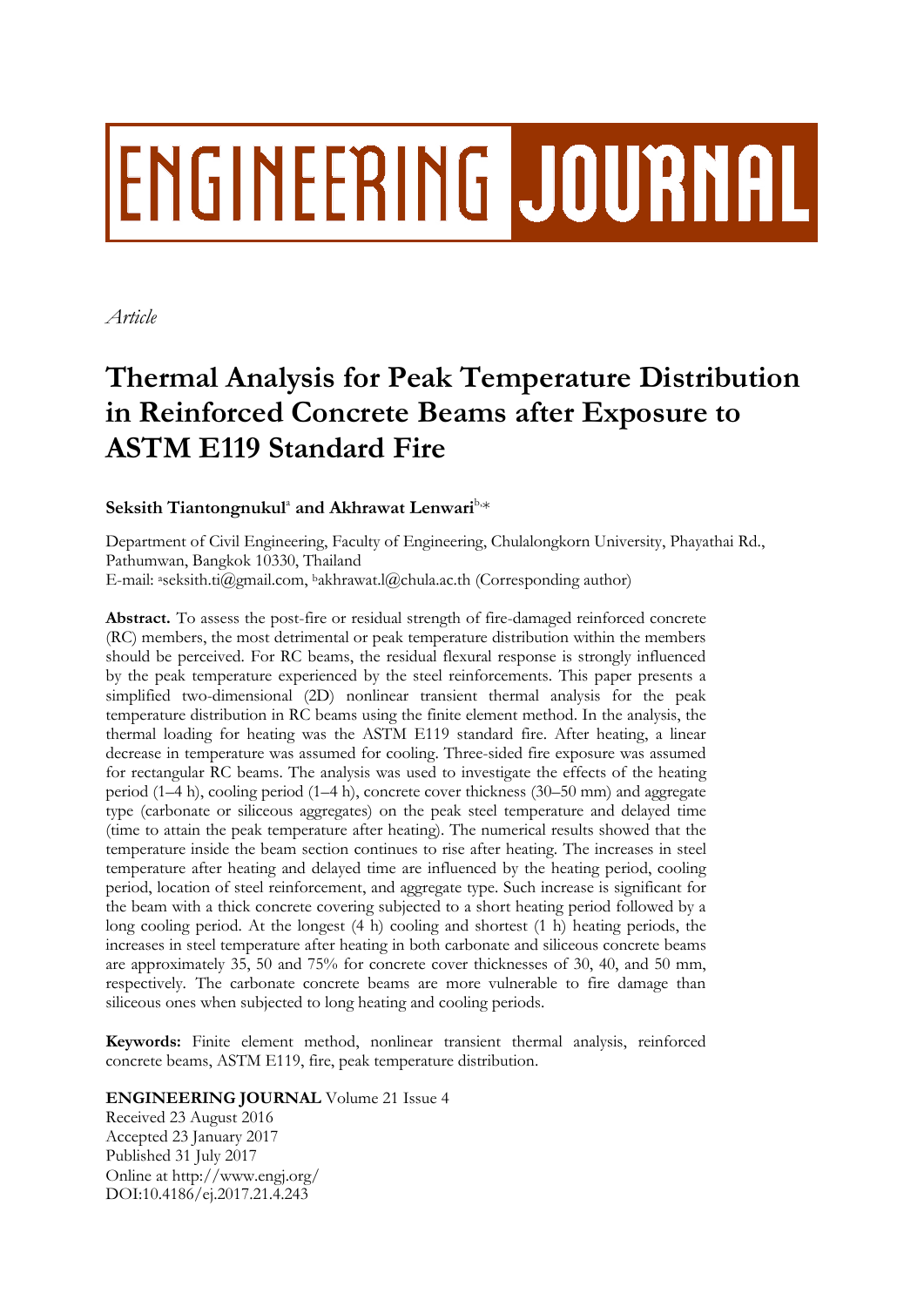ENGINEERING JOURNAL

*Article*

# Thermal Analysis for Peak Temperature Distribution in Reinforced Concrete Beams after Exposure to ASTM E119 Standard Fire

**Seksith Tiantongnukul**[a] **and Akhrawat Lenwari**[b,*]

Department of Civil Engineering, Faculty of Engineering, Chulalongkorn University, Phayathai Rd., Pathumwan, Bangkok 10330, Thailand
E-mail: [a]seksith.ti@gmail.com, [b]akhrawat.l@chula.ac.th (Corresponding author)

**Abstract.** To assess the post-fire or residual strength of fire-damaged reinforced concrete (RC) members, the most detrimental or peak temperature distribution within the members should be perceived. For RC beams, the residual flexural response is strongly influenced by the peak temperature experienced by the steel reinforcements. This paper presents a simplified two-dimensional (2D) nonlinear transient thermal analysis for the peak temperature distribution in RC beams using the finite element method. In the analysis, the thermal loading for heating was the ASTM E119 standard fire. After heating, a linear decrease in temperature was assumed for cooling. Three-sided fire exposure was assumed for rectangular RC beams. The analysis was used to investigate the effects of the heating period (1–4 h), cooling period (1–4 h), concrete cover thickness (30–50 mm) and aggregate type (carbonate or siliceous aggregates) on the peak steel temperature and delayed time (time to attain the peak temperature after heating). The numerical results showed that the temperature inside the beam section continues to rise after heating. The increases in steel temperature after heating and delayed time are influenced by the heating period, cooling period, location of steel reinforcement, and aggregate type. Such increase is significant for the beam with a thick concrete covering subjected to a short heating period followed by a long cooling period. At the longest (4 h) cooling and shortest (1 h) heating periods, the increases in steel temperature after heating in both carbonate and siliceous concrete beams are approximately 35, 50 and 75% for concrete cover thicknesses of 30, 40, and 50 mm, respectively. The carbonate concrete beams are more vulnerable to fire damage than siliceous ones when subjected to long heating and cooling periods.

**Keywords:** Finite element method, nonlinear transient thermal analysis, reinforced concrete beams, ASTM E119, fire, peak temperature distribution.

**ENGINEERING JOURNAL** Volume 21 Issue 4
Received 23 August 2016
Accepted 23 January 2017
Published 31 July 2017
Online at http://www.engj.org/
DOI:10.4186/ej.2017.21.4.243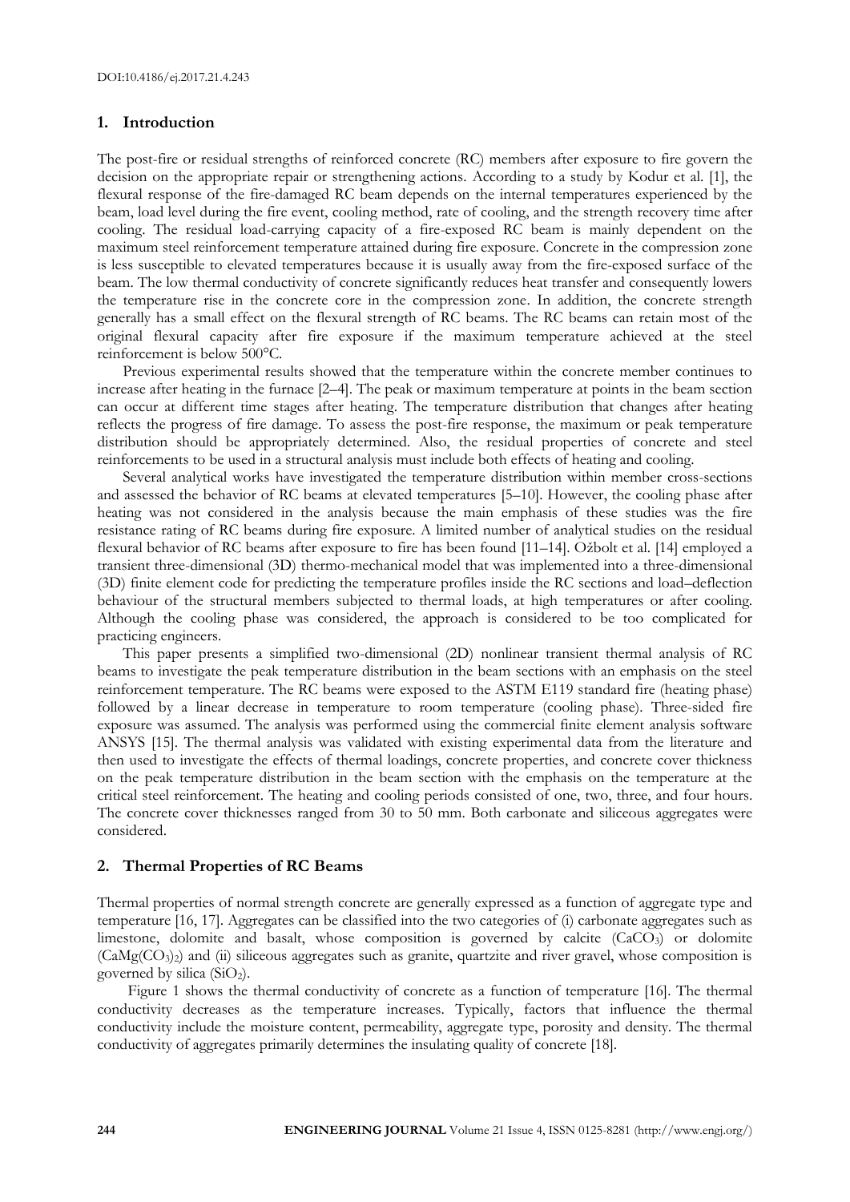## 1. Introduction

The post-fire or residual strengths of reinforced concrete (RC) members after exposure to fire govern the decision on the appropriate repair or strengthening actions. According to a study by Kodur et al. [1], the flexural response of the fire-damaged RC beam depends on the internal temperatures experienced by the beam, load level during the fire event, cooling method, rate of cooling, and the strength recovery time after cooling. The residual load-carrying capacity of a fire-exposed RC beam is mainly dependent on the maximum steel reinforcement temperature attained during fire exposure. Concrete in the compression zone is less susceptible to elevated temperatures because it is usually away from the fire-exposed surface of the beam. The low thermal conductivity of concrete significantly reduces heat transfer and consequently lowers the temperature rise in the concrete core in the compression zone. In addition, the concrete strength generally has a small effect on the flexural strength of RC beams. The RC beams can retain most of the original flexural capacity after fire exposure if the maximum temperature achieved at the steel reinforcement is below 500°C.

Previous experimental results showed that the temperature within the concrete member continues to increase after heating in the furnace [2–4]. The peak or maximum temperature at points in the beam section can occur at different time stages after heating. The temperature distribution that changes after heating reflects the progress of fire damage. To assess the post-fire response, the maximum or peak temperature distribution should be appropriately determined. Also, the residual properties of concrete and steel reinforcements to be used in a structural analysis must include both effects of heating and cooling.

Several analytical works have investigated the temperature distribution within member cross-sections and assessed the behavior of RC beams at elevated temperatures [5–10]. However, the cooling phase after heating was not considered in the analysis because the main emphasis of these studies was the fire resistance rating of RC beams during fire exposure. A limited number of analytical studies on the residual flexural behavior of RC beams after exposure to fire has been found [11–14]. Ožbolt et al. [14] employed a transient three-dimensional (3D) thermo-mechanical model that was implemented into a three-dimensional (3D) finite element code for predicting the temperature profiles inside the RC sections and load–deflection behaviour of the structural members subjected to thermal loads, at high temperatures or after cooling. Although the cooling phase was considered, the approach is considered to be too complicated for practicing engineers.

This paper presents a simplified two-dimensional (2D) nonlinear transient thermal analysis of RC beams to investigate the peak temperature distribution in the beam sections with an emphasis on the steel reinforcement temperature. The RC beams were exposed to the ASTM E119 standard fire (heating phase) followed by a linear decrease in temperature to room temperature (cooling phase). Three-sided fire exposure was assumed. The analysis was performed using the commercial finite element analysis software ANSYS [15]. The thermal analysis was validated with existing experimental data from the literature and then used to investigate the effects of thermal loadings, concrete properties, and concrete cover thickness on the peak temperature distribution in the beam section with the emphasis on the temperature at the critical steel reinforcement. The heating and cooling periods consisted of one, two, three, and four hours. The concrete cover thicknesses ranged from 30 to 50 mm. Both carbonate and siliceous aggregates were considered.

## 2. Thermal Properties of RC Beams

Thermal properties of normal strength concrete are generally expressed as a function of aggregate type and temperature [16, 17]. Aggregates can be classified into the two categories of (i) carbonate aggregates such as limestone, dolomite and basalt, whose composition is governed by calcite ($CaCO_3$) or dolomite ($CaMg(CO_3)_2$) and (ii) siliceous aggregates such as granite, quartzite and river gravel, whose composition is governed by silica ($SiO_2$).

Figure 1 shows the thermal conductivity of concrete as a function of temperature [16]. The thermal conductivity decreases as the temperature increases. Typically, factors that influence the thermal conductivity include the moisture content, permeability, aggregate type, porosity and density. The thermal conductivity of aggregates primarily determines the insulating quality of concrete [18].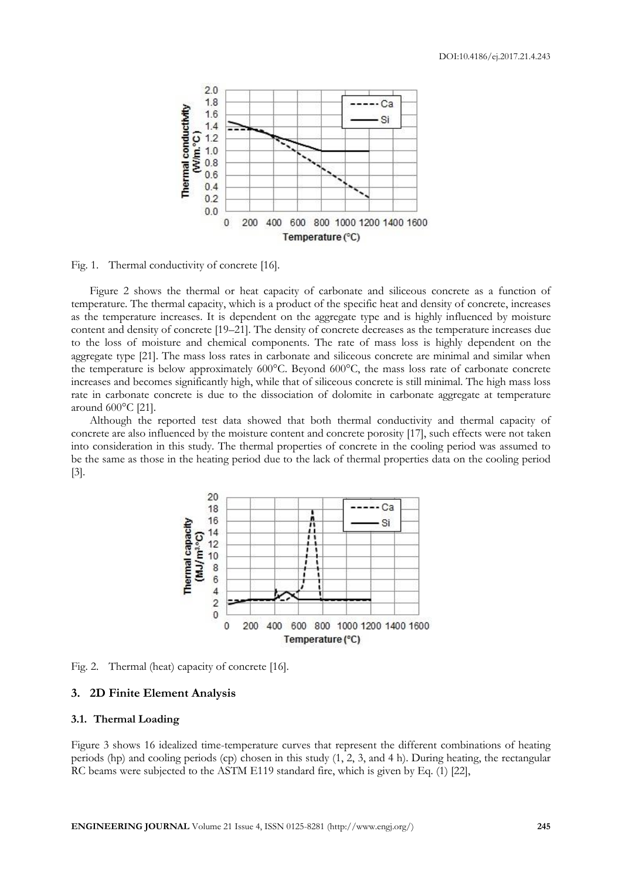Fig. 1. Thermal conductivity of concrete [16].

Figure 2 shows the thermal or heat capacity of carbonate and siliceous concrete as a function of temperature. The thermal capacity, which is a product of the specific heat and density of concrete, increases as the temperature increases. It is dependent on the aggregate type and is highly influenced by moisture content and density of concrete [19–21]. The density of concrete decreases as the temperature increases due to the loss of moisture and chemical components. The rate of mass loss is highly dependent on the aggregate type [21]. The mass loss rates in carbonate and siliceous concrete are minimal and similar when the temperature is below approximately 600°C. Beyond 600°C, the mass loss rate of carbonate concrete increases and becomes significantly high, while that of siliceous concrete is still minimal. The high mass loss rate in carbonate concrete is due to the dissociation of dolomite in carbonate aggregate at temperature around 600°C [21].

Although the reported test data showed that both thermal conductivity and thermal capacity of concrete are also influenced by the moisture content and concrete porosity [17], such effects were not taken into consideration in this study. The thermal properties of concrete in the cooling period was assumed to be the same as those in the heating period due to the lack of thermal properties data on the cooling period [3].

Fig. 2. Thermal (heat) capacity of concrete [16].

## 3. 2D Finite Element Analysis

### 3.1. Thermal Loading

Figure 3 shows 16 idealized time-temperature curves that represent the different combinations of heating periods (hp) and cooling periods (cp) chosen in this study (1, 2, 3, and 4 h). During heating, the rectangular RC beams were subjected to the ASTM E119 standard fire, which is given by Eq. (1) [22],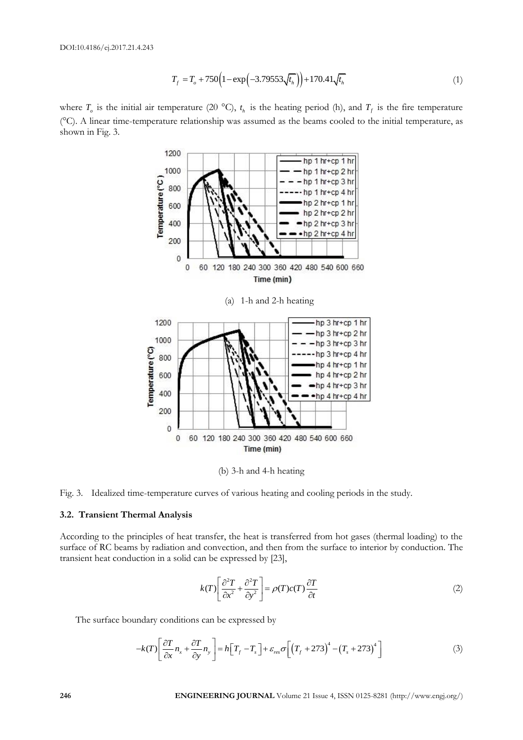$$T_f = T_o + 750\left(1 - \exp\left(-3.79553\sqrt{t_h}\right)\right) + 170.41\sqrt{t_h} \tag{1}$$

where $T_o$ is the initial air temperature (20 °C), $t_h$ is the heating period (h), and $T_f$ is the fire temperature (°C). A linear time-temperature relationship was assumed as the beams cooled to the initial temperature, as shown in Fig. 3.

(a) 1-h and 2-h heating

(b) 3-h and 4-h heating

Fig. 3. Idealized time-temperature curves of various heating and cooling periods in the study.

### 3.2. Transient Thermal Analysis

According to the principles of heat transfer, the heat is transferred from hot gases (thermal loading) to the surface of RC beams by radiation and convection, and then from the surface to interior by conduction. The transient heat conduction in a solid can be expressed by [23],

$$k(T)\left[\frac{\partial^2 T}{\partial x^2} + \frac{\partial^2 T}{\partial y^2}\right] = \rho(T)c(T)\frac{\partial T}{\partial t} \tag{2}$$

The surface boundary conditions can be expressed by

$$-k(T)\left[\frac{\partial T}{\partial x}n_x + \frac{\partial T}{\partial y}n_y\right] = h\left[T_f - T_s\right] + \varepsilon_{res}\sigma\left[\left(T_f + 273\right)^4 - \left(T_s + 273\right)^4\right] \tag{3}$$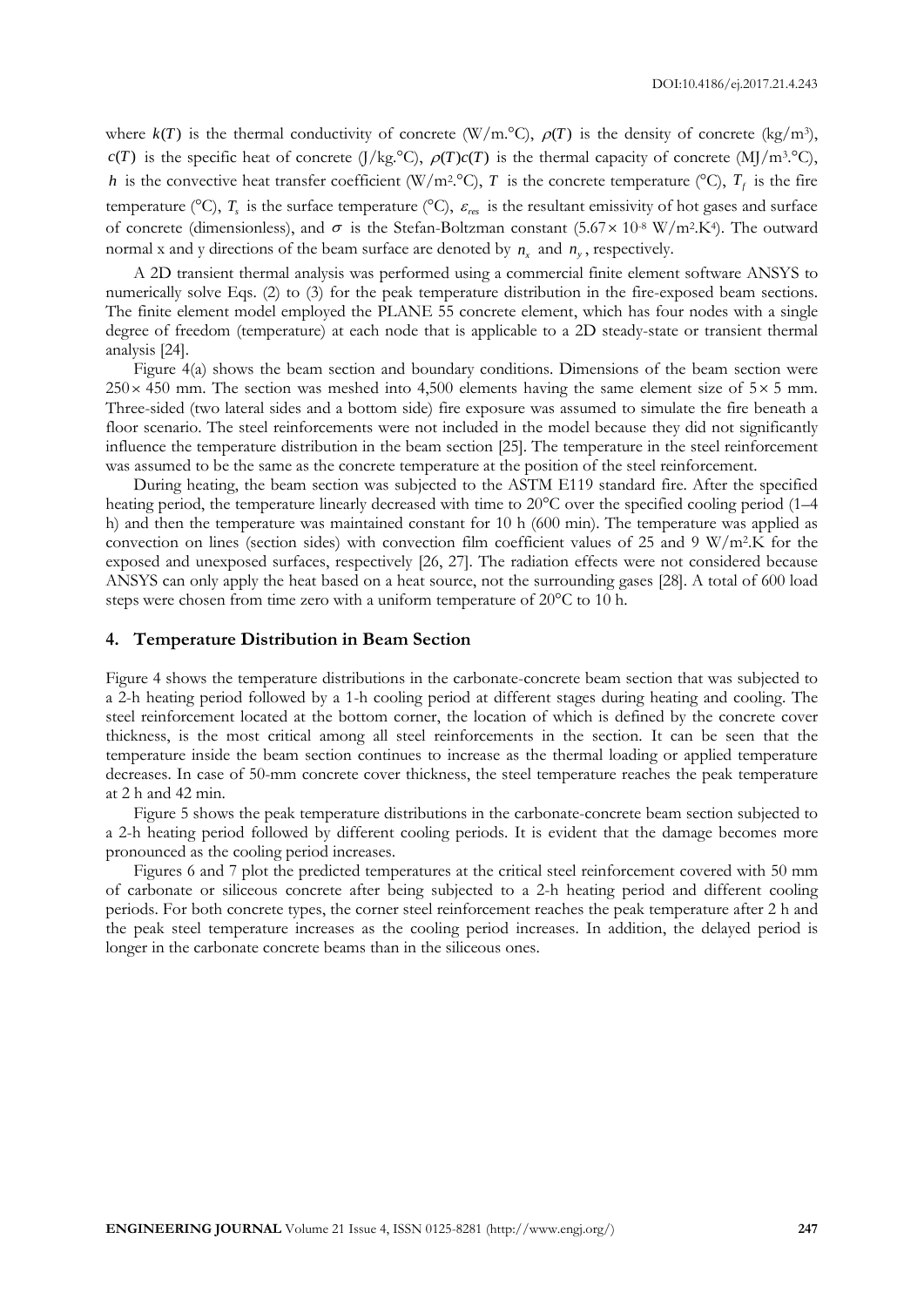where $k(T)$ is the thermal conductivity of concrete (W/m.°C), $\rho(T)$ is the density of concrete (kg/m$^3$), $c(T)$ is the specific heat of concrete (J/kg.°C), $\rho(T)c(T)$ is the thermal capacity of concrete (MJ/m$^3$.°C), $h$ is the convective heat transfer coefficient (W/m$^2$.°C), $T$ is the concrete temperature (°C), $T_f$ is the fire temperature (°C), $T_s$ is the surface temperature (°C), $\varepsilon_{res}$ is the resultant emissivity of hot gases and surface of concrete (dimensionless), and $\sigma$ is the Stefan-Boltzman constant ($5.67 \times 10^{-8}$ W/m$^2$.K$^4$). The outward normal x and y directions of the beam surface are denoted by $n_x$ and $n_y$, respectively.

A 2D transient thermal analysis was performed using a commercial finite element software ANSYS to numerically solve Eqs. (2) to (3) for the peak temperature distribution in the fire-exposed beam sections. The finite element model employed the PLANE 55 concrete element, which has four nodes with a single degree of freedom (temperature) at each node that is applicable to a 2D steady-state or transient thermal analysis [24].

Figure 4(a) shows the beam section and boundary conditions. Dimensions of the beam section were $250 \times 450$ mm. The section was meshed into 4,500 elements having the same element size of $5 \times 5$ mm. Three-sided (two lateral sides and a bottom side) fire exposure was assumed to simulate the fire beneath a floor scenario. The steel reinforcements were not included in the model because they did not significantly influence the temperature distribution in the beam section [25]. The temperature in the steel reinforcement was assumed to be the same as the concrete temperature at the position of the steel reinforcement.

During heating, the beam section was subjected to the ASTM E119 standard fire. After the specified heating period, the temperature linearly decreased with time to 20°C over the specified cooling period (1–4 h) and then the temperature was maintained constant for 10 h (600 min). The temperature was applied as convection on lines (section sides) with convection film coefficient values of 25 and 9 W/m$^2$.K for the exposed and unexposed surfaces, respectively [26, 27]. The radiation effects were not considered because ANSYS can only apply the heat based on a heat source, not the surrounding gases [28]. A total of 600 load steps were chosen from time zero with a uniform temperature of 20°C to 10 h.

## 4. Temperature Distribution in Beam Section

Figure 4 shows the temperature distributions in the carbonate-concrete beam section that was subjected to a 2-h heating period followed by a 1-h cooling period at different stages during heating and cooling. The steel reinforcement located at the bottom corner, the location of which is defined by the concrete cover thickness, is the most critical among all steel reinforcements in the section. It can be seen that the temperature inside the beam section continues to increase as the thermal loading or applied temperature decreases. In case of 50-mm concrete cover thickness, the steel temperature reaches the peak temperature at 2 h and 42 min.

Figure 5 shows the peak temperature distributions in the carbonate-concrete beam section subjected to a 2-h heating period followed by different cooling periods. It is evident that the damage becomes more pronounced as the cooling period increases.

Figures 6 and 7 plot the predicted temperatures at the critical steel reinforcement covered with 50 mm of carbonate or siliceous concrete after being subjected to a 2-h heating period and different cooling periods. For both concrete types, the corner steel reinforcement reaches the peak temperature after 2 h and the peak steel temperature increases as the cooling period increases. In addition, the delayed period is longer in the carbonate concrete beams than in the siliceous ones.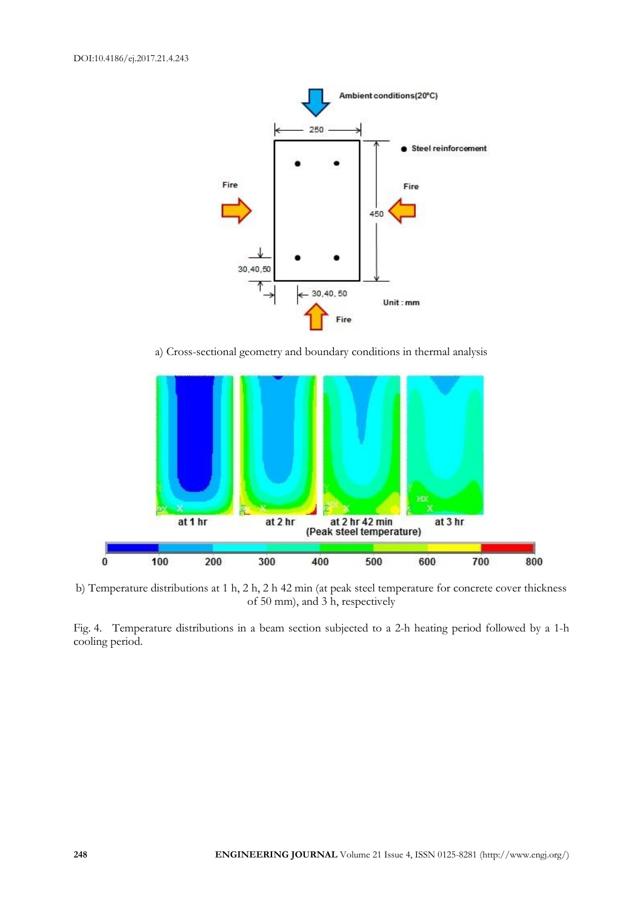a) Cross-sectional geometry and boundary conditions in thermal analysis

b) Temperature distributions at 1 h, 2 h, 2 h 42 min (at peak steel temperature for concrete cover thickness of 50 mm), and 3 h, respectively

Fig. 4. Temperature distributions in a beam section subjected to a 2-h heating period followed by a 1-h cooling period.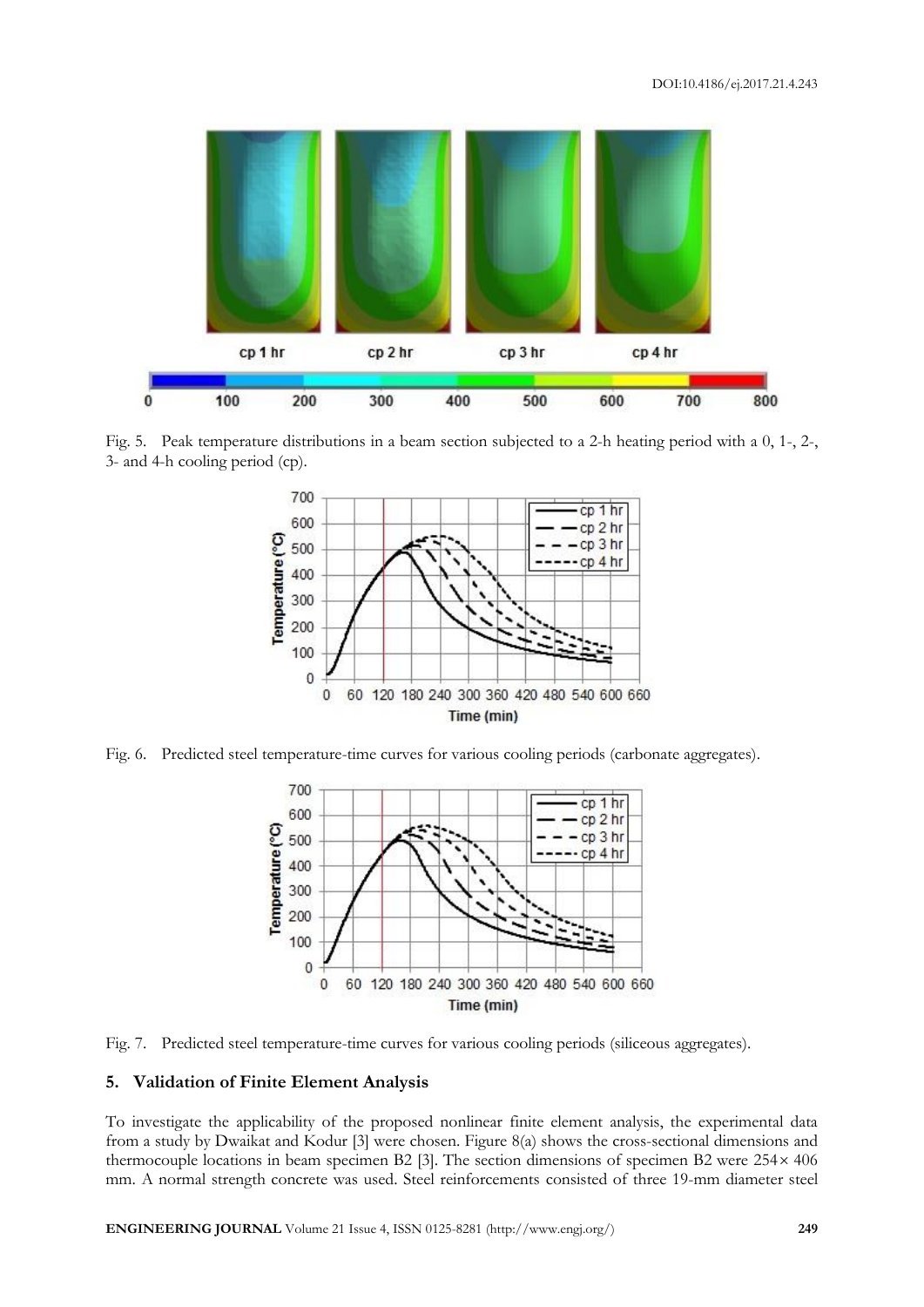Fig. 5. Peak temperature distributions in a beam section subjected to a 2-h heating period with a 0, 1-, 2-, 3- and 4-h cooling period (cp).

Fig. 6. Predicted steel temperature-time curves for various cooling periods (carbonate aggregates).

Fig. 7. Predicted steel temperature-time curves for various cooling periods (siliceous aggregates).

## 5. Validation of Finite Element Analysis

To investigate the applicability of the proposed nonlinear finite element analysis, the experimental data from a study by Dwaikat and Kodur [3] were chosen. Figure 8(a) shows the cross-sectional dimensions and thermocouple locations in beam specimen B2 [3]. The section dimensions of specimen B2 were $254 \times 406$ mm. A normal strength concrete was used. Steel reinforcements consisted of three 19-mm diameter steel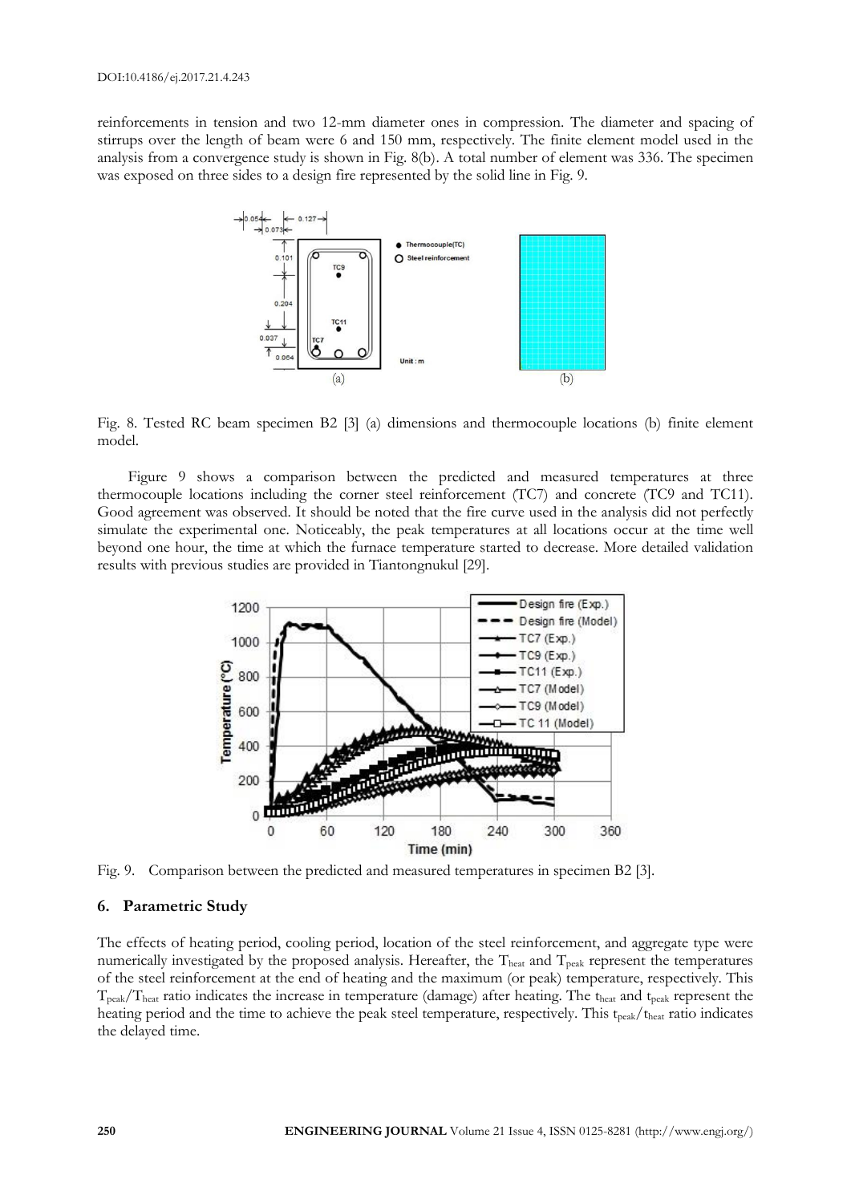reinforcements in tension and two 12-mm diameter ones in compression. The diameter and spacing of stirrups over the length of beam were 6 and 150 mm, respectively. The finite element model used in the analysis from a convergence study is shown in Fig. 8(b). A total number of element was 336. The specimen was exposed on three sides to a design fire represented by the solid line in Fig. 9.

Fig. 8. Tested RC beam specimen B2 [3] (a) dimensions and thermocouple locations (b) finite element model.

Figure 9 shows a comparison between the predicted and measured temperatures at three thermocouple locations including the corner steel reinforcement (TC7) and concrete (TC9 and TC11). Good agreement was observed. It should be noted that the fire curve used in the analysis did not perfectly simulate the experimental one. Noticeably, the peak temperatures at all locations occur at the time well beyond one hour, the time at which the furnace temperature started to decrease. More detailed validation results with previous studies are provided in Tiantongnukul [29].

Fig. 9. Comparison between the predicted and measured temperatures in specimen B2 [3].

## 6. Parametric Study

The effects of heating period, cooling period, location of the steel reinforcement, and aggregate type were numerically investigated by the proposed analysis. Hereafter, the $T_{heat}$ and $T_{peak}$ represent the temperatures of the steel reinforcement at the end of heating and the maximum (or peak) temperature, respectively. This $T_{peak}/T_{heat}$ ratio indicates the increase in temperature (damage) after heating. The $t_{heat}$ and $t_{peak}$ represent the heating period and the time to achieve the peak steel temperature, respectively. This $t_{peak}/t_{heat}$ ratio indicates the delayed time.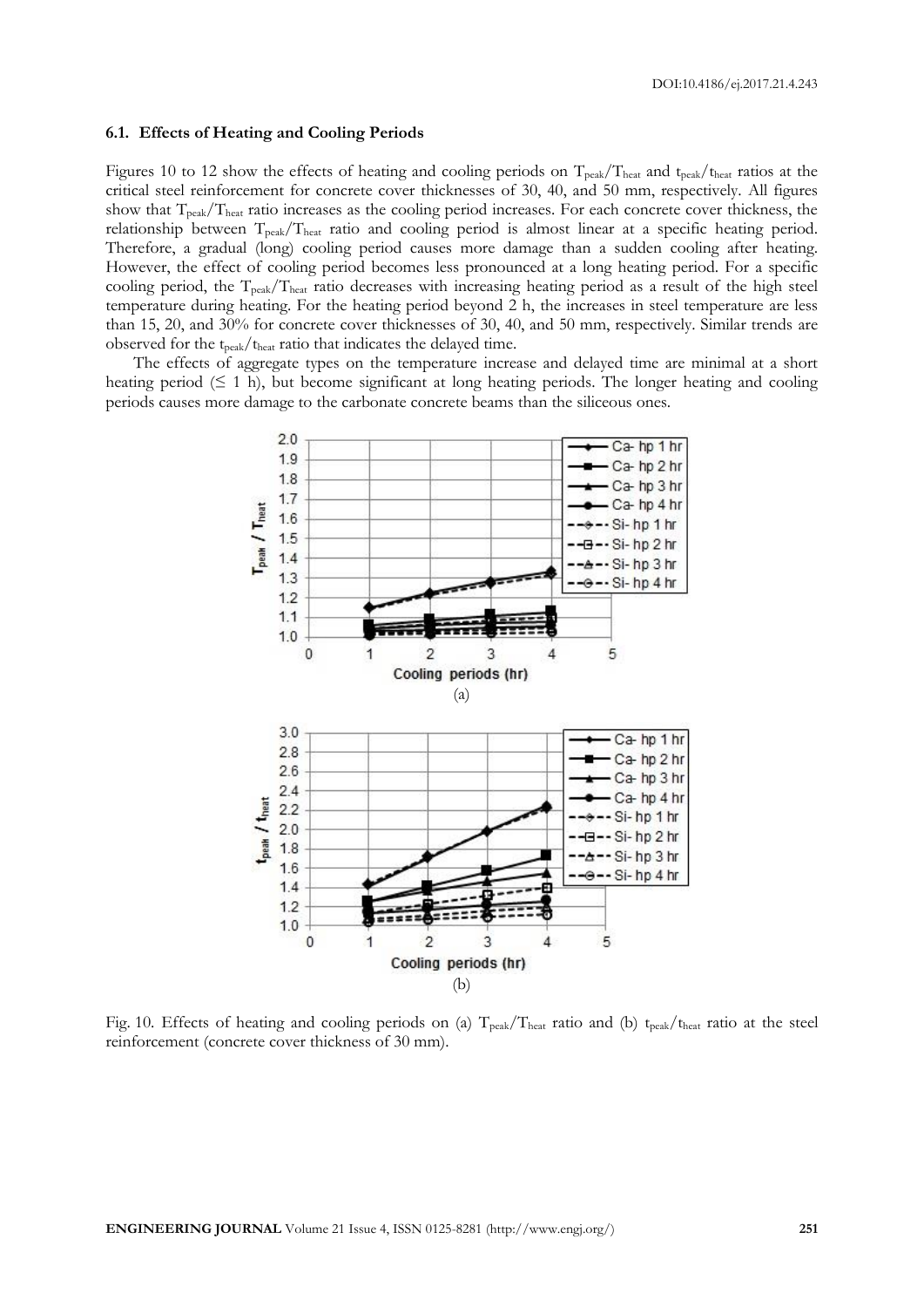### 6.1. Effects of Heating and Cooling Periods

Figures 10 to 12 show the effects of heating and cooling periods on $T_{peak}/T_{heat}$ and $t_{peak}/t_{heat}$ ratios at the critical steel reinforcement for concrete cover thicknesses of 30, 40, and 50 mm, respectively. All figures show that $T_{peak}/T_{heat}$ ratio increases as the cooling period increases. For each concrete cover thickness, the relationship between $T_{peak}/T_{heat}$ ratio and cooling period is almost linear at a specific heating period. Therefore, a gradual (long) cooling period causes more damage than a sudden cooling after heating. However, the effect of cooling period becomes less pronounced at a long heating period. For a specific cooling period, the $T_{peak}/T_{heat}$ ratio decreases with increasing heating period as a result of the high steel temperature during heating. For the heating period beyond 2 h, the increases in steel temperature are less than 15, 20, and 30% for concrete cover thicknesses of 30, 40, and 50 mm, respectively. Similar trends are observed for the $t_{peak}/t_{heat}$ ratio that indicates the delayed time.

The effects of aggregate types on the temperature increase and delayed time are minimal at a short heating period (≤ 1 h), but become significant at long heating periods. The longer heating and cooling periods causes more damage to the carbonate concrete beams than the siliceous ones.

Fig. 10. Effects of heating and cooling periods on (a) $T_{peak}/T_{heat}$ ratio and (b) $t_{peak}/t_{heat}$ ratio at the steel reinforcement (concrete cover thickness of 30 mm).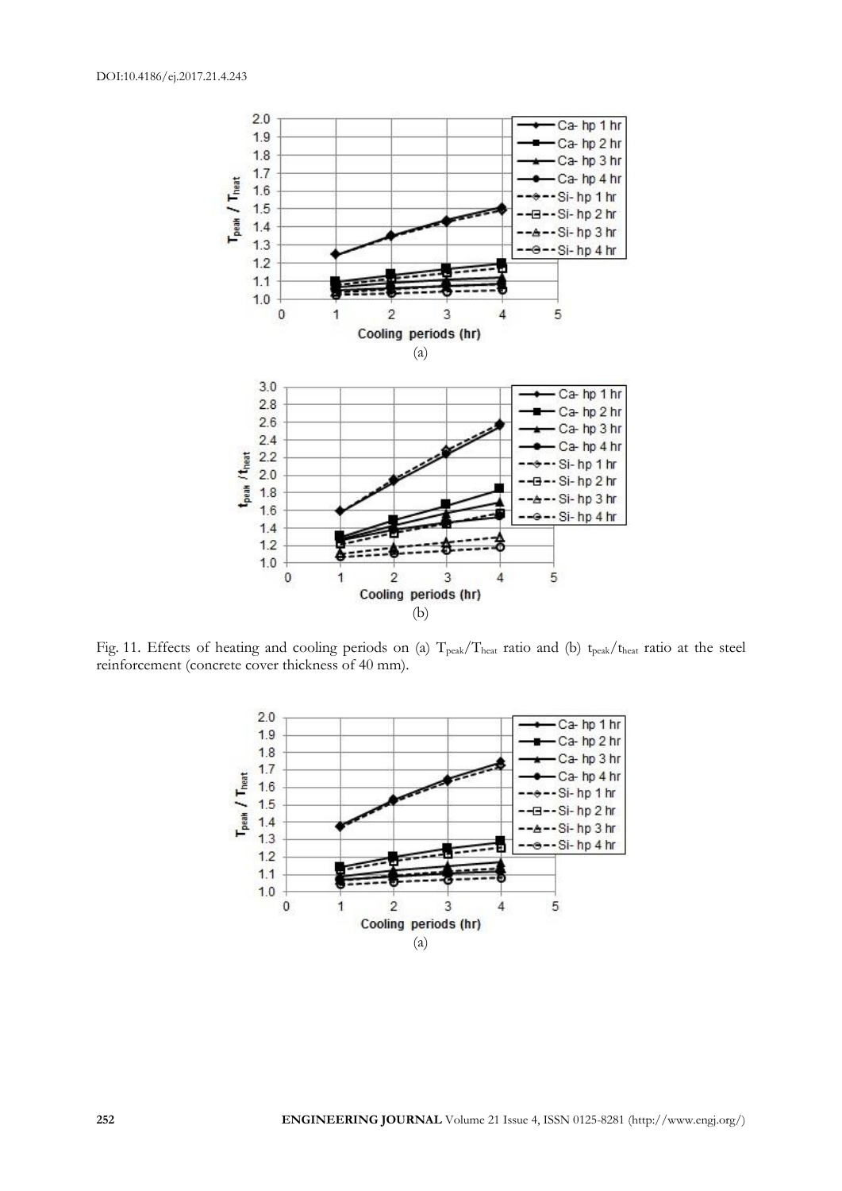Fig. 11. Effects of heating and cooling periods on (a) $T_{peak}/T_{heat}$ ratio and (b) $t_{peak}/t_{heat}$ ratio at the steel reinforcement (concrete cover thickness of 40 mm).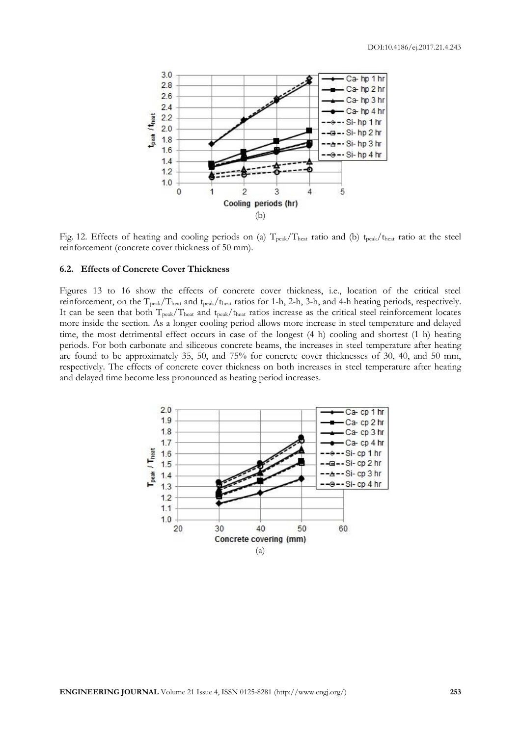(b)

Fig. 12. Effects of heating and cooling periods on (a) $T_{peak}/T_{heat}$ ratio and (b) $t_{peak}/t_{heat}$ ratio at the steel reinforcement (concrete cover thickness of 50 mm).

### 6.2. Effects of Concrete Cover Thickness

Figures 13 to 16 show the effects of concrete cover thickness, i.e., location of the critical steel reinforcement, on the $T_{peak}/T_{heat}$ and $t_{peak}/t_{heat}$ ratios for 1-h, 2-h, 3-h, and 4-h heating periods, respectively. It can be seen that both $T_{peak}/T_{heat}$ and $t_{peak}/t_{heat}$ ratios increase as the critical steel reinforcement locates more inside the section. As a longer cooling period allows more increase in steel temperature and delayed time, the most detrimental effect occurs in case of the longest (4 h) cooling and shortest (1 h) heating periods. For both carbonate and siliceous concrete beams, the increases in steel temperature after heating are found to be approximately 35, 50, and 75% for concrete cover thicknesses of 30, 40, and 50 mm, respectively. The effects of concrete cover thickness on both increases in steel temperature after heating and delayed time become less pronounced as heating period increases.

(a)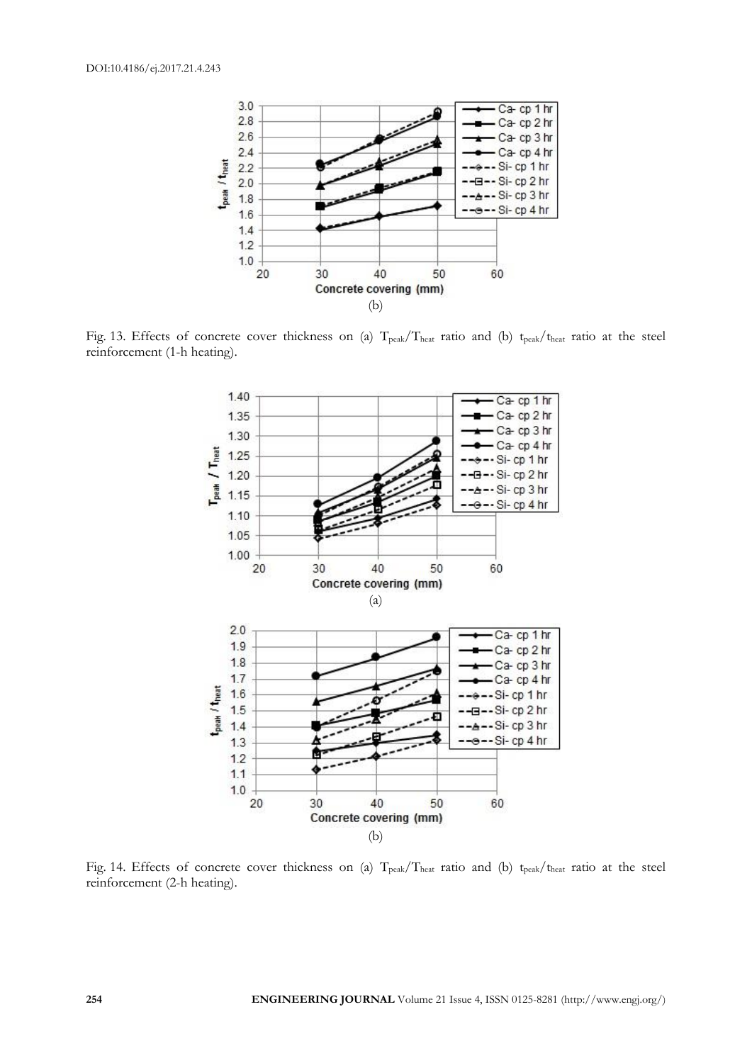(b)

Fig. 13. Effects of concrete cover thickness on (a) $T_{peak}/T_{heat}$ ratio and (b) $t_{peak}/t_{heat}$ ratio at the steel reinforcement (1-h heating).

(a)

(b)

Fig. 14. Effects of concrete cover thickness on (a) $T_{peak}/T_{heat}$ ratio and (b) $t_{peak}/t_{heat}$ ratio at the steel reinforcement (2-h heating).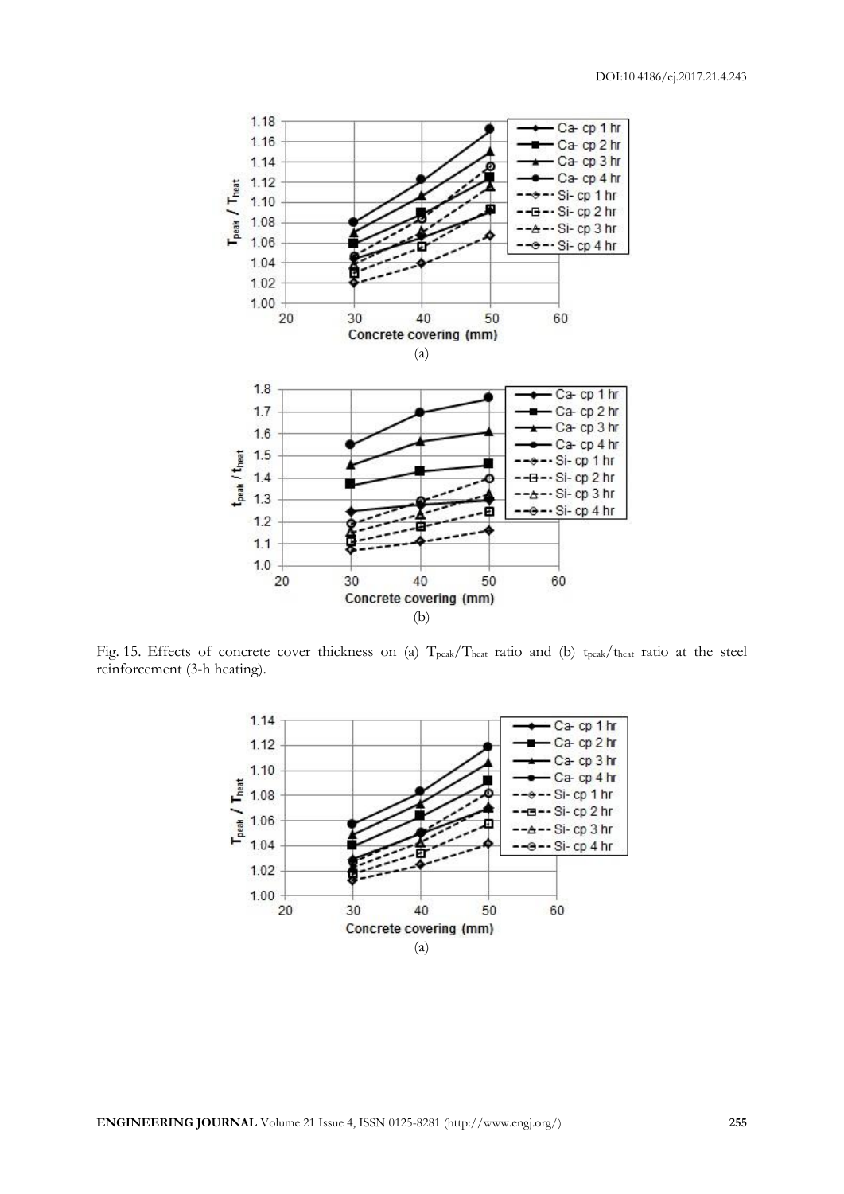(a)

(b)

Fig. 15. Effects of concrete cover thickness on (a) $T_{peak}/T_{heat}$ ratio and (b) $t_{peak}/t_{heat}$ ratio at the steel reinforcement (3-h heating).

(a)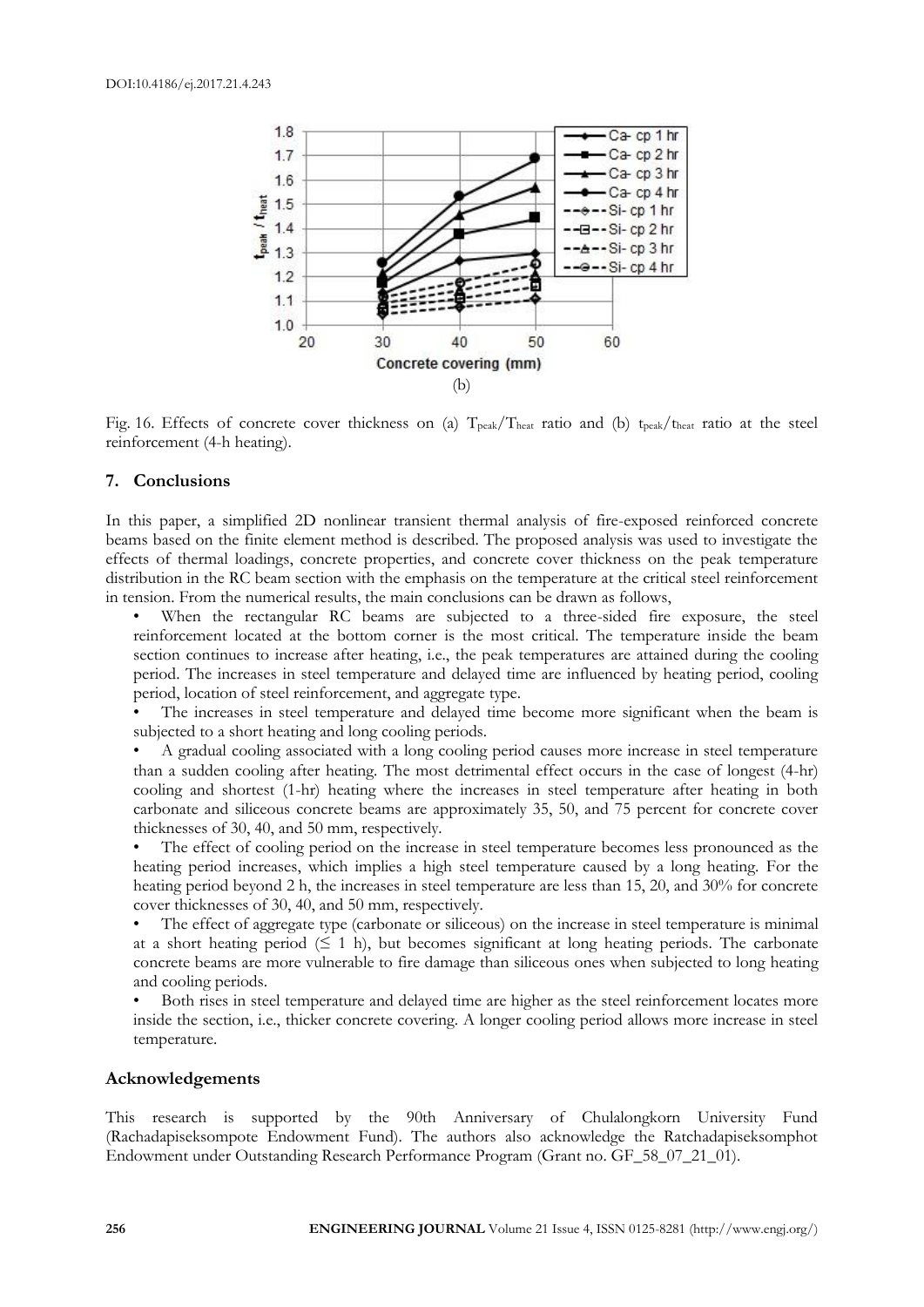(b)

Fig. 16. Effects of concrete cover thickness on (a) $T_{peak}/T_{heat}$ ratio and (b) $t_{peak}/t_{heat}$ ratio at the steel reinforcement (4-h heating).

## 7. Conclusions

In this paper, a simplified 2D nonlinear transient thermal analysis of fire-exposed reinforced concrete beams based on the finite element method is described. The proposed analysis was used to investigate the effects of thermal loadings, concrete properties, and concrete cover thickness on the peak temperature distribution in the RC beam section with the emphasis on the temperature at the critical steel reinforcement in tension. From the numerical results, the main conclusions can be drawn as follows,

- When the rectangular RC beams are subjected to a three-sided fire exposure, the steel reinforcement located at the bottom corner is the most critical. The temperature inside the beam section continues to increase after heating, i.e., the peak temperatures are attained during the cooling period. The increases in steel temperature and delayed time are influenced by heating period, cooling period, location of steel reinforcement, and aggregate type.
- The increases in steel temperature and delayed time become more significant when the beam is subjected to a short heating and long cooling periods.
- A gradual cooling associated with a long cooling period causes more increase in steel temperature than a sudden cooling after heating. The most detrimental effect occurs in the case of longest (4-hr) cooling and shortest (1-hr) heating where the increases in steel temperature after heating in both carbonate and siliceous concrete beams are approximately 35, 50, and 75 percent for concrete cover thicknesses of 30, 40, and 50 mm, respectively.
- The effect of cooling period on the increase in steel temperature becomes less pronounced as the heating period increases, which implies a high steel temperature caused by a long heating. For the heating period beyond 2 h, the increases in steel temperature are less than 15, 20, and 30% for concrete cover thicknesses of 30, 40, and 50 mm, respectively.
- The effect of aggregate type (carbonate or siliceous) on the increase in steel temperature is minimal at a short heating period ($\leq$ 1 h), but becomes significant at long heating periods. The carbonate concrete beams are more vulnerable to fire damage than siliceous ones when subjected to long heating and cooling periods.
- Both rises in steel temperature and delayed time are higher as the steel reinforcement locates more inside the section, i.e., thicker concrete covering. A longer cooling period allows more increase in steel temperature.

## Acknowledgements

This research is supported by the 90th Anniversary of Chulalongkorn University Fund (Rachadapiseksompote Endowment Fund). The authors also acknowledge the Ratchadapiseksomphot Endowment under Outstanding Research Performance Program (Grant no. GF_58_07_21_01).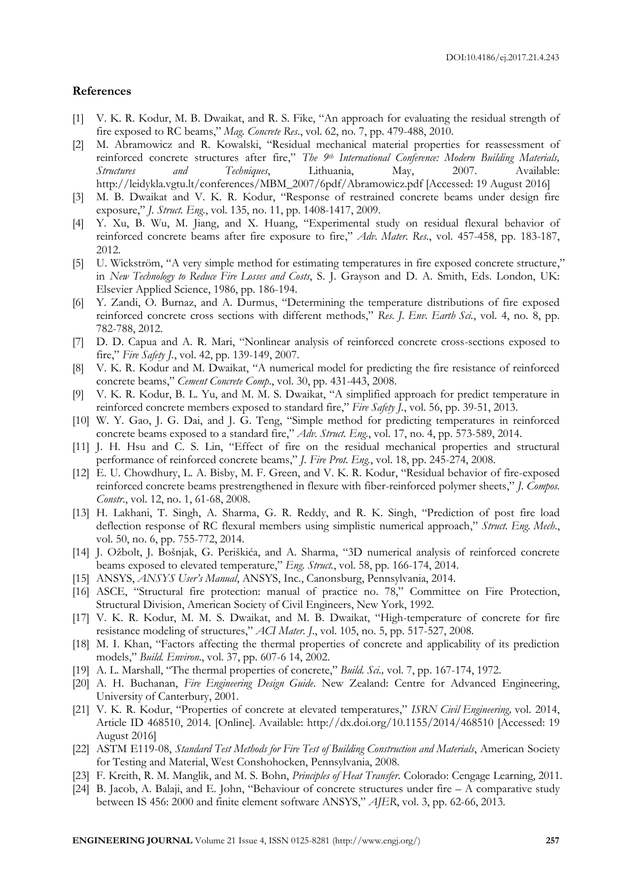## References

[1] V. K. R. Kodur, M. B. Dwaikat, and R. S. Fike, "An approach for evaluating the residual strength of fire exposed to RC beams," *Mag. Concrete Res.*, vol. 62, no. 7, pp. 479-488, 2010.

[2] M. Abramowicz and R. Kowalski, "Residual mechanical material properties for reassessment of reinforced concrete structures after fire," *The 9th International Conference: Modern Building Materials, Structures and Techniques*, Lithuania, May, 2007. Available: http://leidykla.vgtu.lt/conferences/MBM_2007/6pdf/Abramowicz.pdf [Accessed: 19 August 2016]

[3] M. B. Dwaikat and V. K. R. Kodur, "Response of restrained concrete beams under design fire exposure," *J. Struct. Eng.*, vol. 135, no. 11, pp. 1408-1417, 2009.

[4] Y. Xu, B. Wu, M. Jiang, and X. Huang, "Experimental study on residual flexural behavior of reinforced concrete beams after fire exposure to fire," *Adv. Mater. Res.*, vol. 457-458, pp. 183-187, 2012.

[5] U. Wickström, "A very simple method for estimating temperatures in fire exposed concrete structure," in *New Technology to Reduce Fire Losses and Costs*, S. J. Grayson and D. A. Smith, Eds. London, UK: Elsevier Applied Science, 1986, pp. 186-194.

[6] Y. Zandi, O. Burnaz, and A. Durmus, "Determining the temperature distributions of fire exposed reinforced concrete cross sections with different methods," *Res. J. Env. Earth Sci.*, vol. 4, no. 8, pp. 782-788, 2012.

[7] D. D. Capua and A. R. Mari, "Nonlinear analysis of reinforced concrete cross-sections exposed to fire," *Fire Safety J.*, vol. 42, pp. 139-149, 2007.

[8] V. K. R. Kodur and M. Dwaikat, "A numerical model for predicting the fire resistance of reinforced concrete beams," *Cement Concrete Comp.*, vol. 30, pp. 431-443, 2008.

[9] V. K. R. Kodur, B. L. Yu, and M. M. S. Dwaikat, "A simplified approach for predict temperature in reinforced concrete members exposed to standard fire," *Fire Safety J.*, vol. 56, pp. 39-51, 2013.

[10] W. Y. Gao, J. G. Dai, and J. G. Teng, "Simple method for predicting temperatures in reinforced concrete beams exposed to a standard fire," *Adv. Struct. Eng.*, vol. 17, no. 4, pp. 573-589, 2014.

[11] J. H. Hsu and C. S. Lin, "Effect of fire on the residual mechanical properties and structural performance of reinforced concrete beams," *J. Fire Prot. Eng.*, vol. 18, pp. 245-274, 2008.

[12] E. U. Chowdhury, L. A. Bisby, M. F. Green, and V. K. R. Kodur, "Residual behavior of fire-exposed reinforced concrete beams prestrengthened in flexure with fiber-reinforced polymer sheets," *J. Compos. Constr.*, vol. 12, no. 1, 61-68, 2008.

[13] H. Lakhani, T. Singh, A. Sharma, G. R. Reddy, and R. K. Singh, "Prediction of post fire load deflection response of RC flexural members using simplistic numerical approach," *Struct. Eng. Mech.*, vol. 50, no. 6, pp. 755-772, 2014.

[14] J. Ožbolt, J. Bošnjak, G. Periškića, and A. Sharma, "3D numerical analysis of reinforced concrete beams exposed to elevated temperature," *Eng. Struct.*, vol. 58, pp. 166-174, 2014.

[15] ANSYS, *ANSYS User's Manual*, ANSYS, Inc., Canonsburg, Pennsylvania, 2014.

[16] ASCE, "Structural fire protection: manual of practice no. 78," Committee on Fire Protection, Structural Division, American Society of Civil Engineers, New York, 1992.

[17] V. K. R. Kodur, M. M. S. Dwaikat, and M. B. Dwaikat, "High-temperature of concrete for fire resistance modeling of structures," *ACI Mater. J.*, vol. 105, no. 5, pp. 517-527, 2008.

[18] M. I. Khan, "Factors affecting the thermal properties of concrete and applicability of its prediction models," *Build. Environ.*, vol. 37, pp. 607-6 14, 2002.

[19] A. L. Marshall, "The thermal properties of concrete," *Build. Sci.,* vol. 7, pp. 167-174, 1972.

[20] A. H. Buchanan, *Fire Engineering Design Guide*. New Zealand: Centre for Advanced Engineering, University of Canterbury, 2001.

[21] V. K. R. Kodur, "Properties of concrete at elevated temperatures," *ISRN Civil Engineering,* vol. 2014, Article ID 468510, 2014. [Online]. Available: http://dx.doi.org/10.1155/2014/468510 [Accessed: 19 August 2016]

[22] ASTM E119-08, *Standard Test Methods for Fire Test of Building Construction and Materials*, American Society for Testing and Material, West Conshohocken, Pennsylvania, 2008.

[23] F. Kreith, R. M. Manglik, and M. S. Bohn, *Principles of Heat Transfer*. Colorado: Cengage Learning, 2011.

[24] B. Jacob, A. Balaji, and E. John, "Behaviour of concrete structures under fire – A comparative study between IS 456: 2000 and finite element software ANSYS," *AJER*, vol. 3, pp. 62-66, 2013.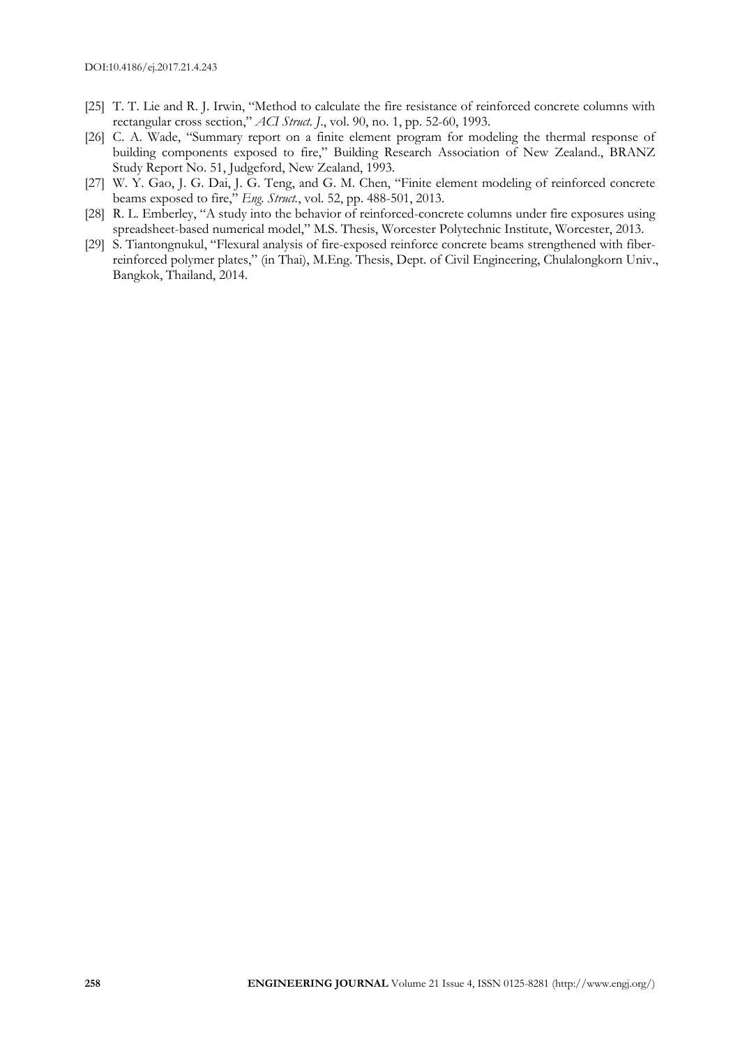[25] T. T. Lie and R. J. Irwin, "Method to calculate the fire resistance of reinforced concrete columns with rectangular cross section," *ACI Struct. J.*, vol. 90, no. 1, pp. 52-60, 1993.

[26] C. A. Wade, "Summary report on a finite element program for modeling the thermal response of building components exposed to fire," Building Research Association of New Zealand., BRANZ Study Report No. 51, Judgeford, New Zealand, 1993.

[27] W. Y. Gao, J. G. Dai, J. G. Teng, and G. M. Chen, "Finite element modeling of reinforced concrete beams exposed to fire," *Eng. Struct.*, vol. 52, pp. 488-501, 2013.

[28] R. L. Emberley, "A study into the behavior of reinforced-concrete columns under fire exposures using spreadsheet-based numerical model," M.S. Thesis, Worcester Polytechnic Institute, Worcester, 2013.

[29] S. Tiantongnukul, "Flexural analysis of fire-exposed reinforce concrete beams strengthened with fiber-reinforced polymer plates," (in Thai), M.Eng. Thesis, Dept. of Civil Engineering, Chulalongkorn Univ., Bangkok, Thailand, 2014.